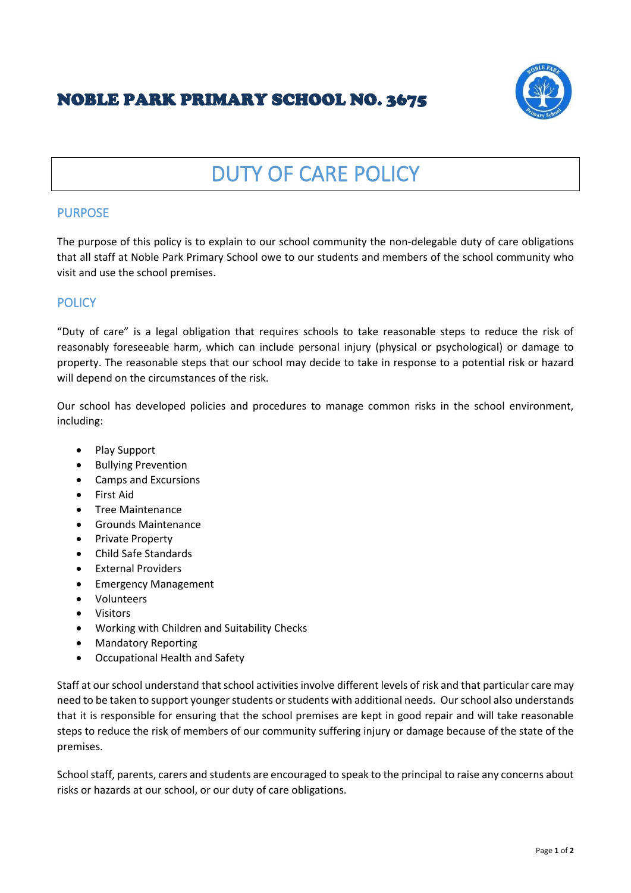# NOBLE PARK PRIMARY SCHOOL NO. 3675

## DUTY OF CARE POLICY

### PURPOSE

The purpose of this policy is to explain to our school community the non-delegable duty of care obligations that all staff at Noble Park Primary School owe to our students and members of the school community who visit and use the school premises.

### POLICY

"Duty of care" is a legal obligation that requires schools to take reasonable steps to reduce the risk of reasonably foreseeable harm, which can include personal injury (physical or psychological) or damage to property. The reasonable steps that our school may decide to take in response to a potential risk or hazard will depend on the circumstances of the risk.

Our school has developed policies and procedures to manage common risks in the school environment, including:

- Play Support
- Bullying Prevention
- Camps and Excursions
- First Aid
- Tree Maintenance
- Grounds Maintenance
- Private Property
- Child Safe Standards
- External Providers
- Emergency Management
- Volunteers
- Visitors
- Working with Children and Suitability Checks
- Mandatory Reporting
- Occupational Health and Safety

Staff at our school understand that school activities involve different levels of risk and that particular care may need to be taken to support younger students or students with additional needs. Our school also understands that it is responsible for ensuring that the school premises are kept in good repair and will take reasonable steps to reduce the risk of members of our community suffering injury or damage because of the state of the premises.

School staff, parents, carers and students are encouraged to speak to the principal to raise any concerns about risks or hazards at our school, or our duty of care obligations.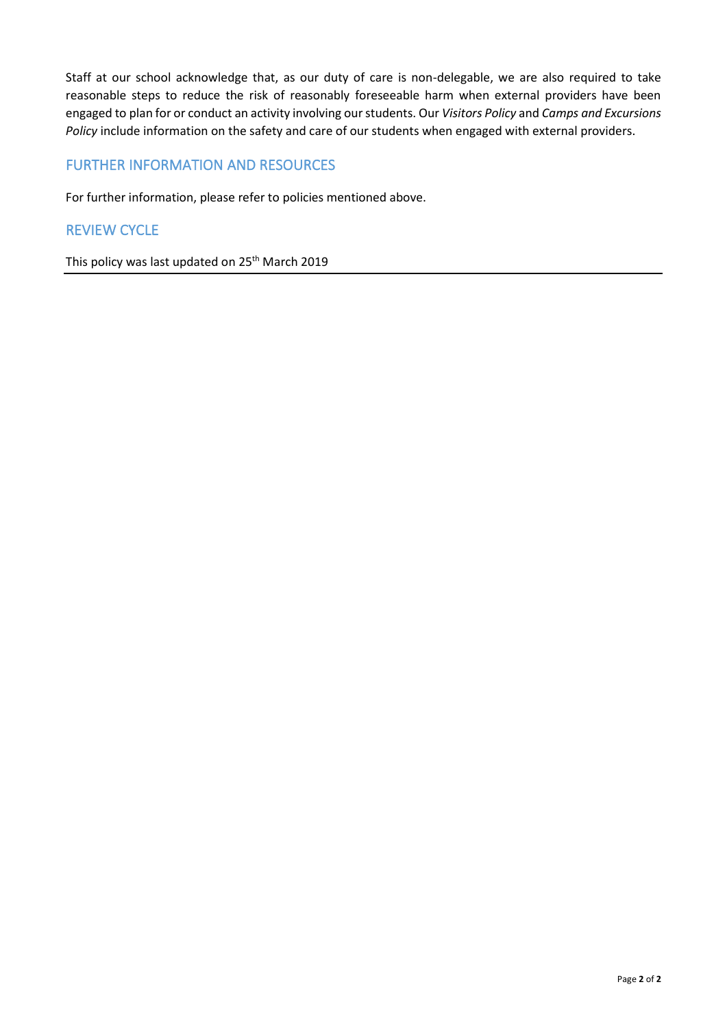Staff at our school acknowledge that, as our duty of care is non-delegable, we are also required to take reasonable steps to reduce the risk of reasonably foreseeable harm when external providers have been engaged to plan for or conduct an activity involving our students. Our *Visitors Policy* and *Camps and Excursions Policy* include information on the safety and care of our students when engaged with external providers.

## FURTHER INFORMATION AND RESOURCES

For further information, please refer to policies mentioned above.

## REVIEW CYCLE

This policy was last updated on 25th March 2019